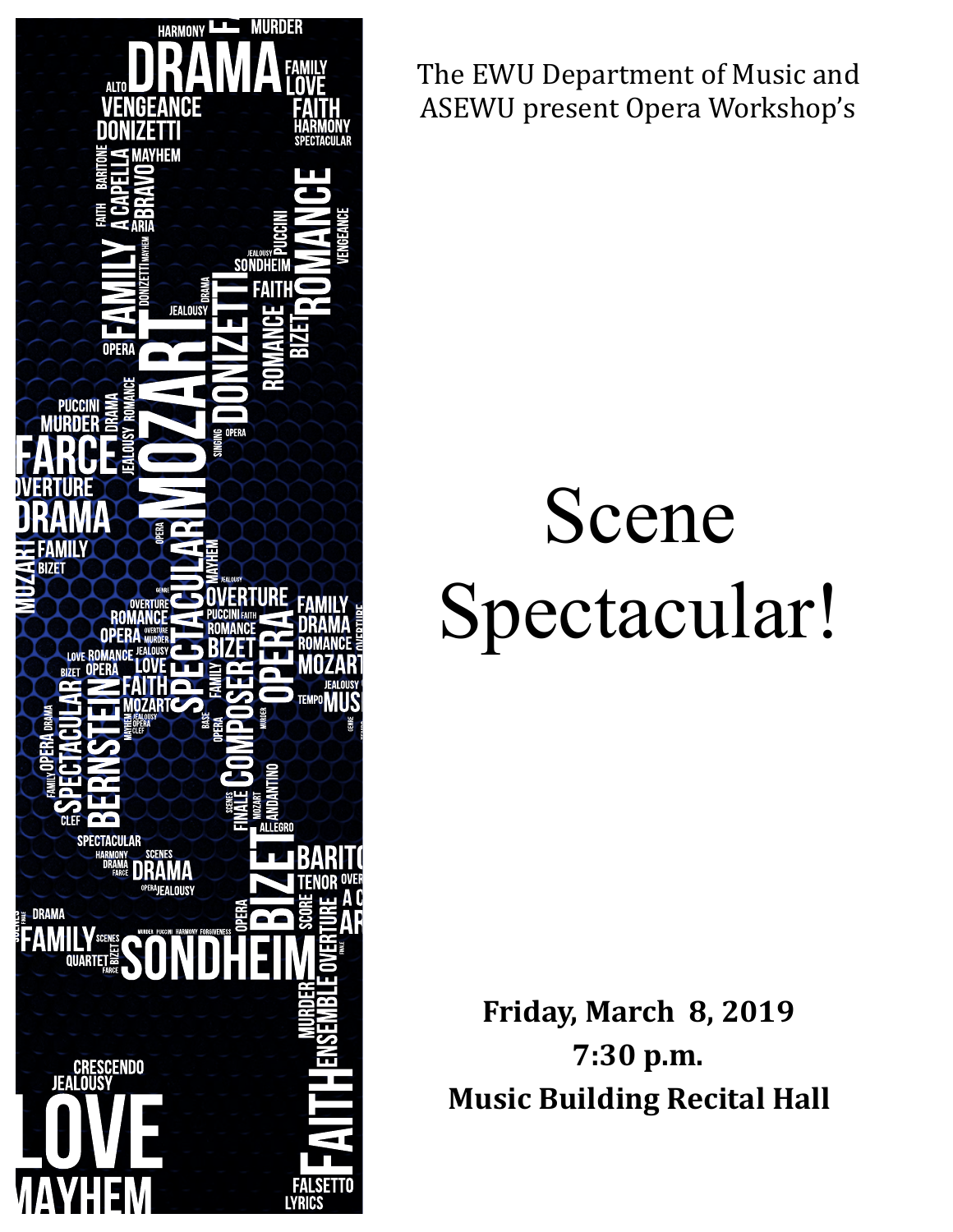The EWU Department of Music and ASEWU present Opera Workshop's

# Scene Spectacular!

**Friday, March 8, 2019**
**7:30 p.m.**
**Music Building Recital Hall**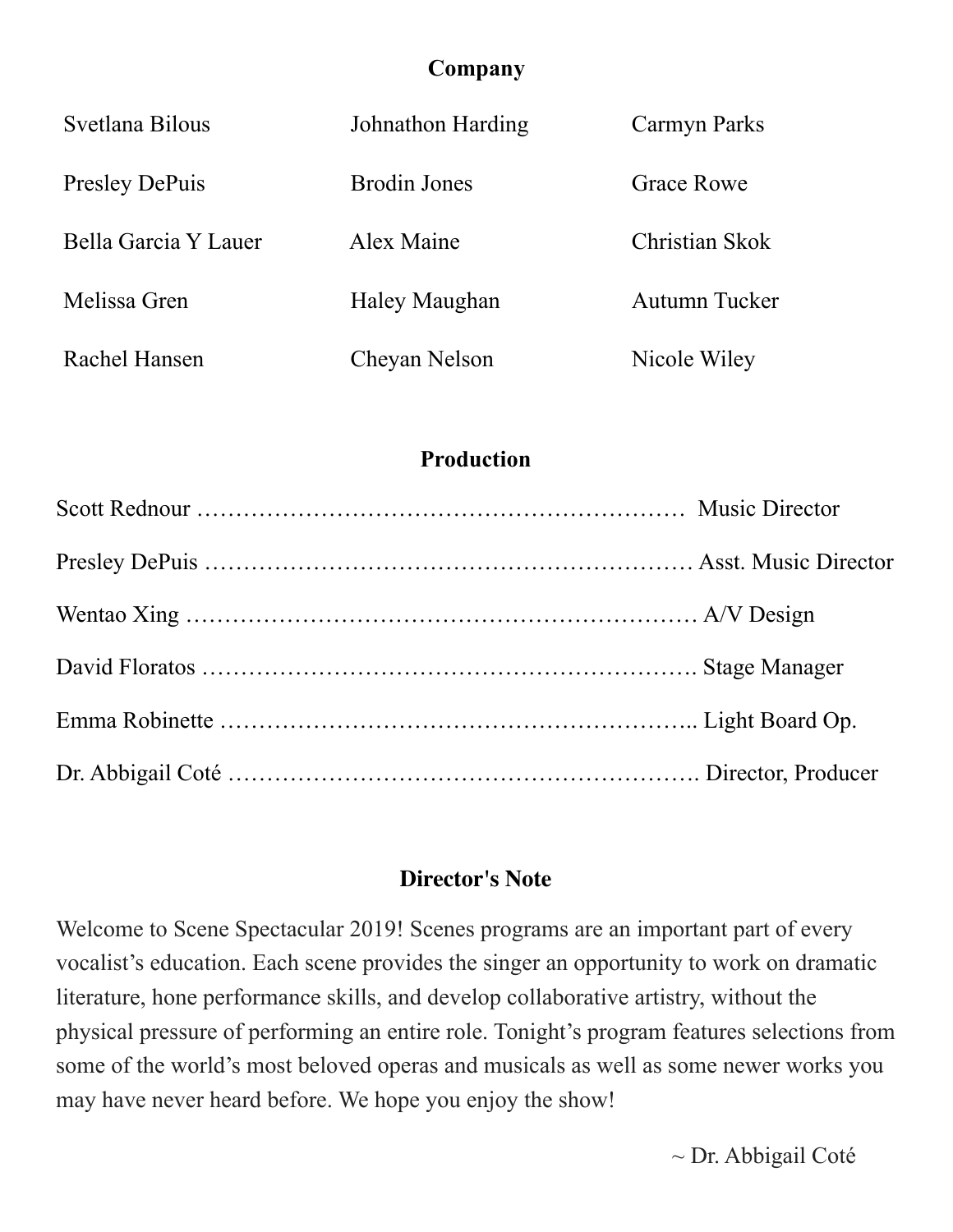## Company

Svetlana Bilous
Presley DePuis
Bella Garcia Y Lauer
Melissa Gren
Rachel Hansen
Johnathon Harding
Brodin Jones
Alex Maine
Haley Maughan
Cheyan Nelson
Carmyn Parks
Grace Rowe
Christian Skok
Autumn Tucker
Nicole Wiley

## Production

Scott Rednour ………………………………………………………… Music Director

Presley DePuis ………………………………………………………… Asst. Music Director

Wentao Xing …………………………………………………………… A/V Design

David Floratos ………………………………………………………… Stage Manager

Emma Robinette ……………………………………………………….. Light Board Op.

Dr. Abbigail Coté ……………………………………………………… Director, Producer

## Director's Note

Welcome to Scene Spectacular 2019! Scenes programs are an important part of every vocalist's education. Each scene provides the singer an opportunity to work on dramatic literature, hone performance skills, and develop collaborative artistry, without the physical pressure of performing an entire role. Tonight's program features selections from some of the world's most beloved operas and musicals as well as some newer works you may have never heard before. We hope you enjoy the show!

~ Dr. Abbigail Coté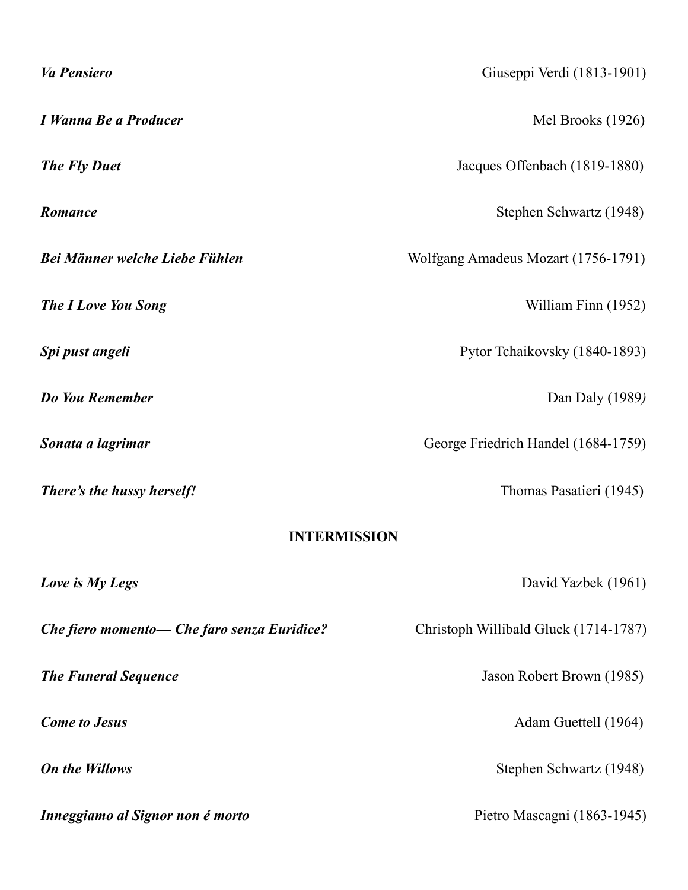***Va Pensiero*** Giuseppe Verdi (1813-1901)

***I Wanna Be a Producer*** Mel Brooks (1926)

***The Fly Duet*** Jacques Offenbach (1819-1880)

***Romance*** Stephen Schwartz (1948)

***Bei Männer welche Liebe Fühlen*** Wolfgang Amadeus Mozart (1756-1791)

***The I Love You Song*** William Finn (1952)

***Spi pust angeli*** Pytor Tchaikovsky (1840-1893)

***Do You Remember*** Dan Daly (1989)

***Sonata a lagrimar*** George Friedrich Handel (1684-1759)

***There's the hussy herself!*** Thomas Pasatieri (1945)

**INTERMISSION**

***Love is My Legs*** David Yazbek (1961)

***Che fiero momento— Che faro senza Euridice?*** Christoph Willibald Gluck (1714-1787)

***The Funeral Sequence*** Jason Robert Brown (1985)

***Come to Jesus*** Adam Guettell (1964)

***On the Willows*** Stephen Schwartz (1948)

***Inneggiamo al Signor non é morto*** Pietro Mascagni (1863-1945)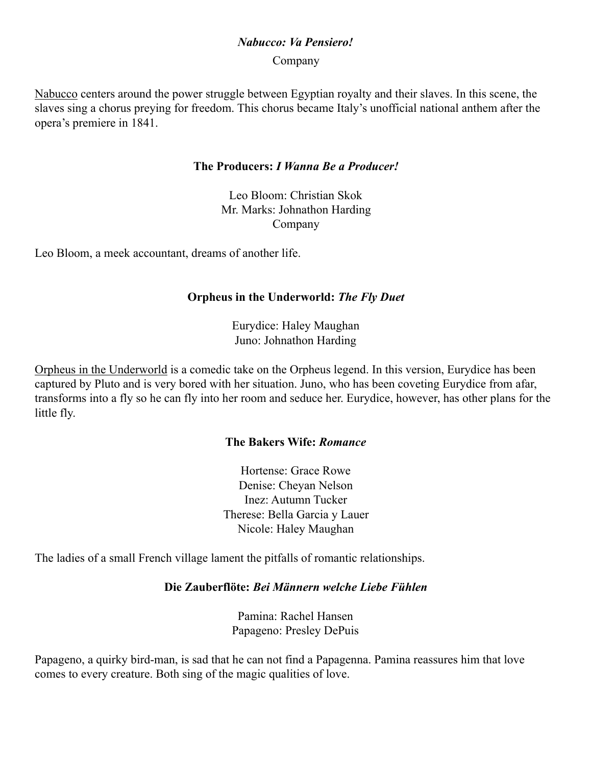***Nabucco: Va Pensiero!***

Company

Nabucco centers around the power struggle between Egyptian royalty and their slaves. In this scene, the slaves sing a chorus preying for freedom. This chorus became Italy's unofficial national anthem after the opera's premiere in 1841.

**The Producers: *I Wanna Be a Producer!***

Leo Bloom: Christian Skok
Mr. Marks: Johnathon Harding
Company

Leo Bloom, a meek accountant, dreams of another life.

**Orpheus in the Underworld: *The Fly Duet***

Eurydice: Haley Maughan
Juno: Johnathon Harding

Orpheus in the Underworld is a comedic take on the Orpheus legend. In this version, Eurydice has been captured by Pluto and is very bored with her situation. Juno, who has been coveting Eurydice from afar, transforms into a fly so he can fly into her room and seduce her. Eurydice, however, has other plans for the little fly.

**The Bakers Wife: *Romance***

Hortense: Grace Rowe
Denise: Cheyan Nelson
Inez: Autumn Tucker
Therese: Bella Garcia y Lauer
Nicole: Haley Maughan

The ladies of a small French village lament the pitfalls of romantic relationships.

**Die Zauberflöte: *Bei Männern welche Liebe Fühlen***

Pamina: Rachel Hansen
Papageno: Presley DePuis

Papageno, a quirky bird-man, is sad that he can not find a Papagenna. Pamina reassures him that love comes to every creature. Both sing of the magic qualities of love.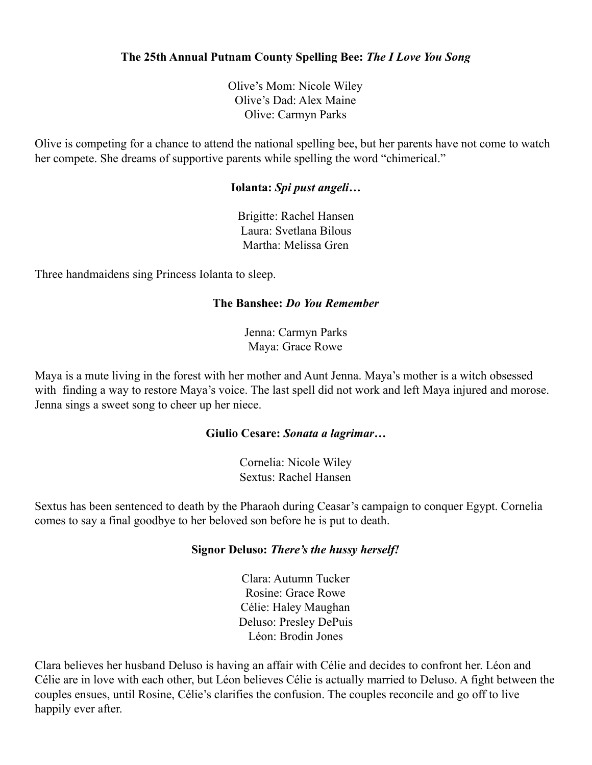**The 25th Annual Putnam County Spelling Bee:** ***The I Love You Song***

Olive's Mom: Nicole Wiley
Olive's Dad: Alex Maine
Olive: Carmyn Parks

Olive is competing for a chance to attend the national spelling bee, but her parents have not come to watch her compete. She dreams of supportive parents while spelling the word "chimerical."

**Iolanta:** ***Spi pust angeli…***

Brigitte: Rachel Hansen
Laura: Svetlana Bilous
Martha: Melissa Gren

Three handmaidens sing Princess Iolanta to sleep.

**The Banshee:** ***Do You Remember***

Jenna: Carmyn Parks
Maya: Grace Rowe

Maya is a mute living in the forest with her mother and Aunt Jenna. Maya's mother is a witch obsessed with finding a way to restore Maya's voice. The last spell did not work and left Maya injured and morose. Jenna sings a sweet song to cheer up her niece.

**Giulio Cesare:** ***Sonata a lagrimar…***

Cornelia: Nicole Wiley
Sextus: Rachel Hansen

Sextus has been sentenced to death by the Pharaoh during Ceasar's campaign to conquer Egypt. Cornelia comes to say a final goodbye to her beloved son before he is put to death.

**Signor Deluso:** ***There's the hussy herself!***

Clara: Autumn Tucker
Rosine: Grace Rowe
Célie: Haley Maughan
Deluso: Presley DePuis
Léon: Brodin Jones

Clara believes her husband Deluso is having an affair with Célie and decides to confront her. Léon and Célie are in love with each other, but Léon believes Célie is actually married to Deluso. A fight between the couples ensues, until Rosine, Célie's clarifies the confusion. The couples reconcile and go off to live happily ever after.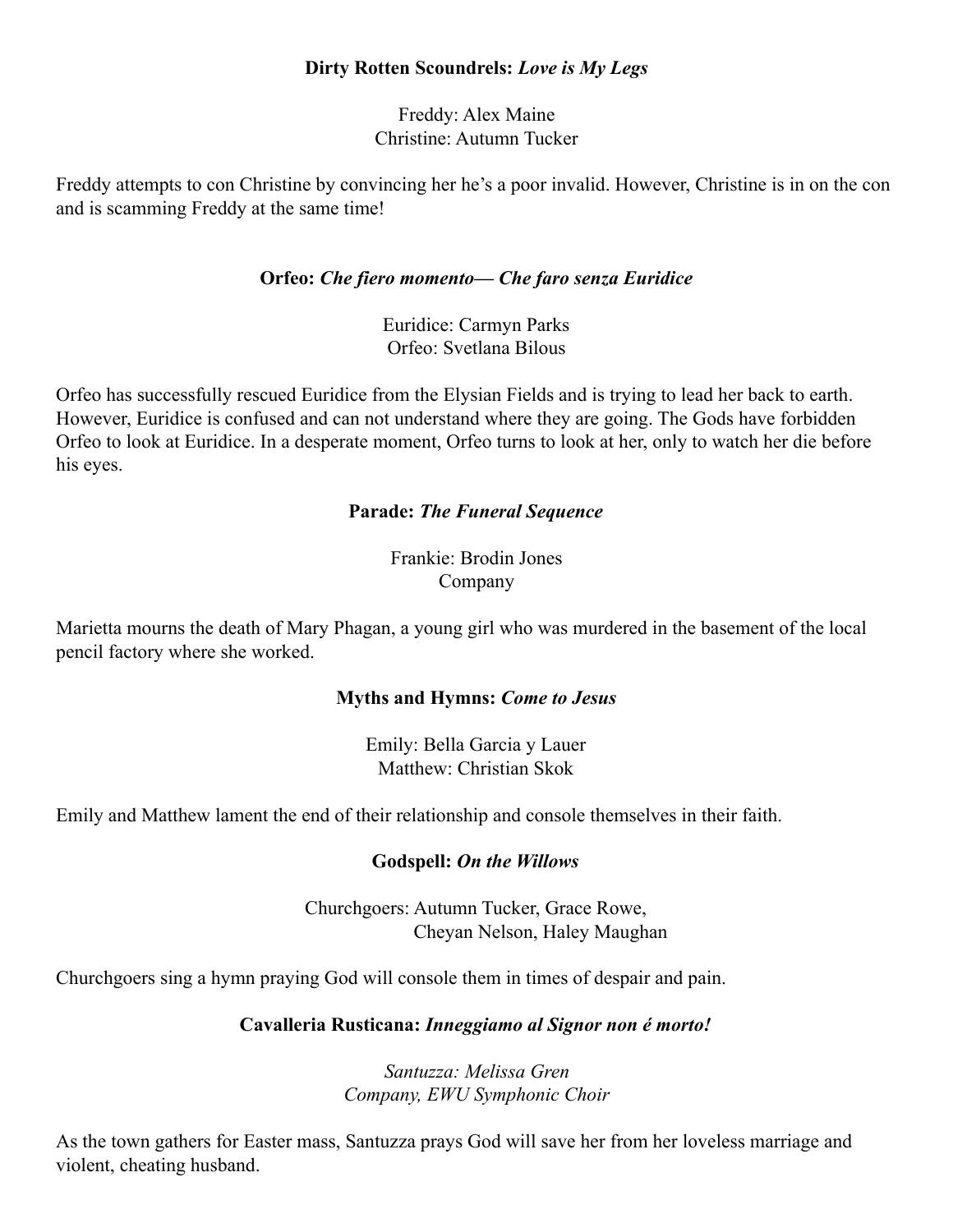**Dirty Rotten Scoundrels:** ***Love is My Legs***

Freddy: Alex Maine
Christine: Autumn Tucker

Freddy attempts to con Christine by convincing her he's a poor invalid. However, Christine is in on the con and is scamming Freddy at the same time!

**Orfeo:** ***Che fiero momento— Che faro senza Euridice***

Euridice: Carmyn Parks
Orfeo: Svetlana Bilous

Orfeo has successfully rescued Euridice from the Elysian Fields and is trying to lead her back to earth. However, Euridice is confused and can not understand where they are going. The Gods have forbidden Orfeo to look at Euridice. In a desperate moment, Orfeo turns to look at her, only to watch her die before his eyes.

**Parade:** ***The Funeral Sequence***

Frankie: Brodin Jones
Company

Marietta mourns the death of Mary Phagan, a young girl who was murdered in the basement of the local pencil factory where she worked.

**Myths and Hymns:** ***Come to Jesus***

Emily: Bella Garcia y Lauer
Matthew: Christian Skok

Emily and Matthew lament the end of their relationship and console themselves in their faith.

**Godspell:** ***On the Willows***

Churchgoers: Autumn Tucker, Grace Rowe,
Cheyan Nelson, Haley Maughan

Churchgoers sing a hymn praying God will console them in times of despair and pain.

**Cavalleria Rusticana:** ***Inneggiamo al Signor non é morto!***

*Santuzza: Melissa Gren*
*Company, EWU Symphonic Choir*

As the town gathers for Easter mass, Santuzza prays God will save her from her loveless marriage and violent, cheating husband.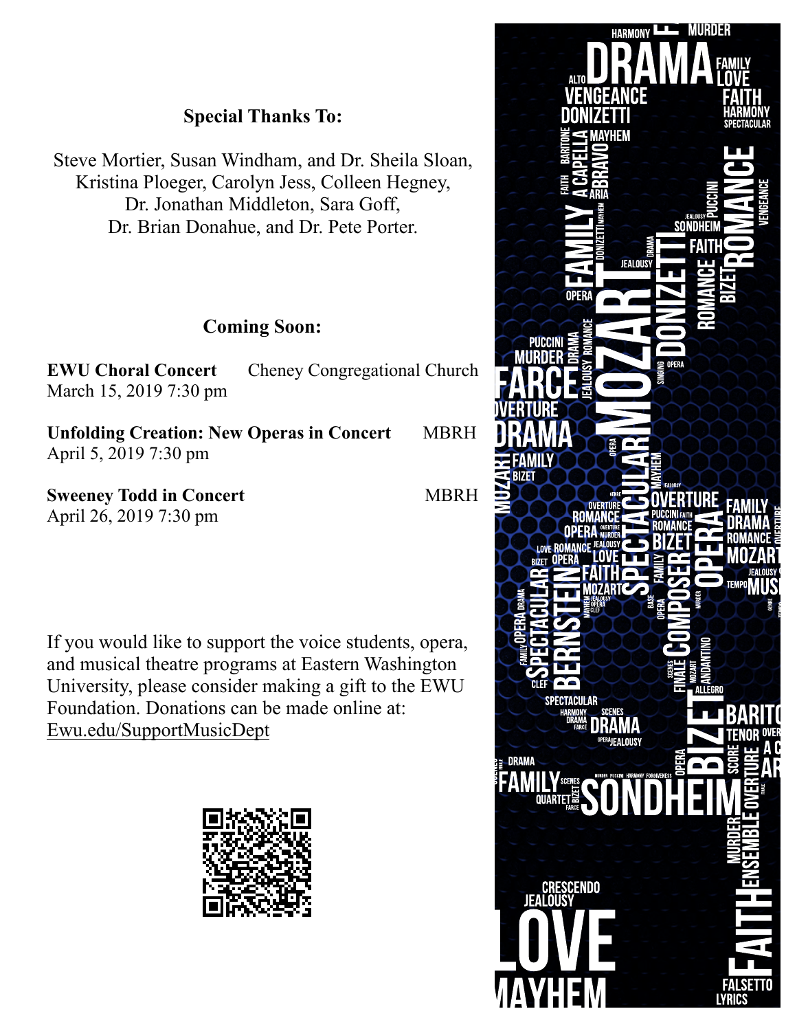**Special Thanks To:**

Steve Mortier, Susan Windham, and Dr. Sheila Sloan, Kristina Ploeger, Carolyn Jess, Colleen Hegney, Dr. Jonathan Middleton, Sara Goff, Dr. Brian Donahue, and Dr. Pete Porter.

**Coming Soon:**

**EWU Choral Concert** Cheney Congregational Church
March 15, 2019 7:30 pm

**Unfolding Creation: New Operas in Concert** MBRH
April 5, 2019 7:30 pm

**Sweeney Todd in Concert** MBRH
April 26, 2019 7:30 pm

If you would like to support the voice students, opera, and musical theatre programs at Eastern Washington University, please consider making a gift to the EWU Foundation. Donations can be made online at: Ewu.edu/SupportMusicDept